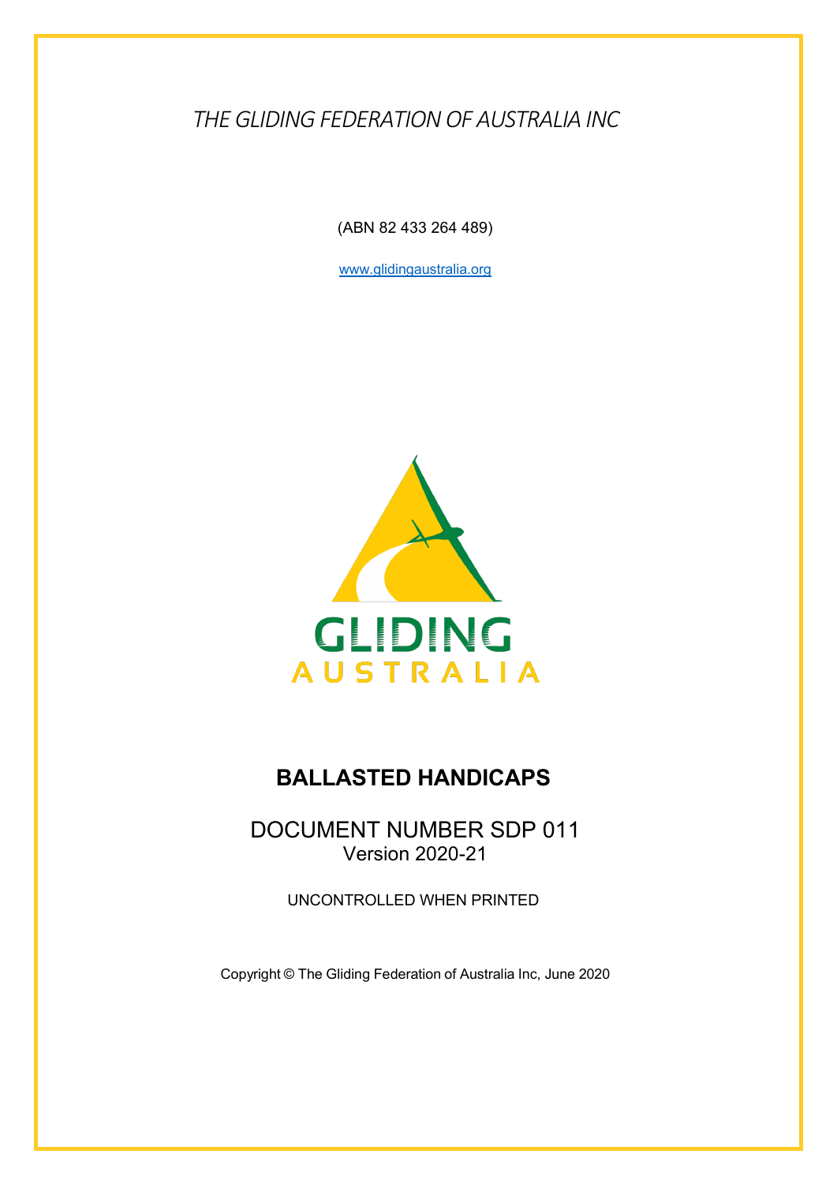*THE GLIDING FEDERATION OF AUSTRALIA INC*

(ABN 82 433 264 489)

www.glidingaustralia.org

GLIDING AUSTRALIA

# BALLASTED HANDICAPS

DOCUMENT NUMBER SDP 011
Version 2020-21

UNCONTROLLED WHEN PRINTED

Copyright © The Gliding Federation of Australia Inc, June 2020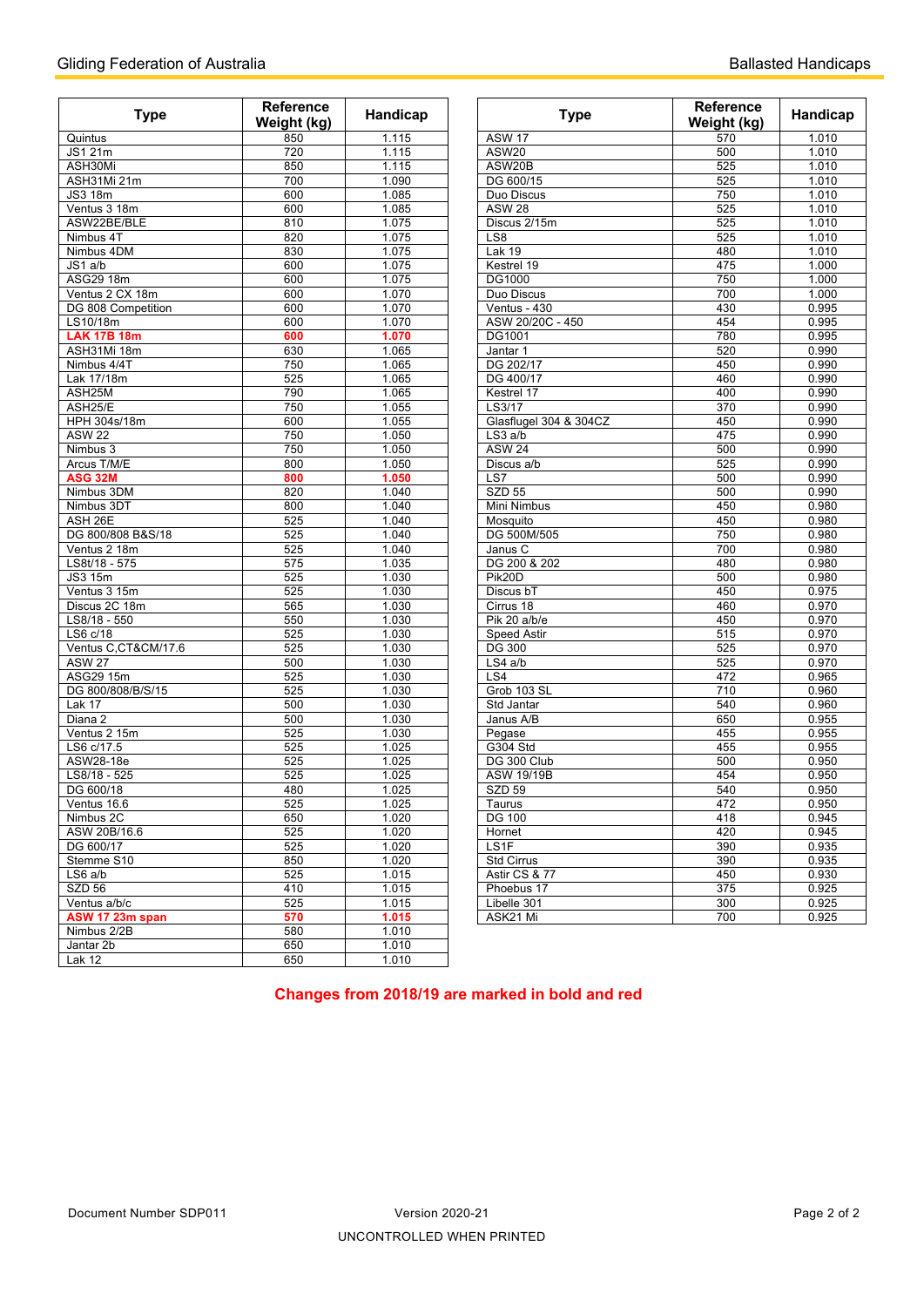| Type | Reference Weight (kg) | Handicap |
|---|---|---|
| Quintus | 850 | 1.115 |
| JS1 21m | 720 | 1.115 |
| ASH30Mi | 850 | 1.115 |
| ASH31Mi 21m | 700 | 1.090 |
| JS3 18m | 600 | 1.085 |
| Ventus 3 18m | 600 | 1.085 |
| ASW22BE/BLE | 810 | 1.075 |
| Nimbus 4T | 820 | 1.075 |
| Nimbus 4DM | 830 | 1.075 |
| JS1 a/b | 600 | 1.075 |
| ASG29 18m | 600 | 1.075 |
| Ventus 2 CX 18m | 600 | 1.070 |
| DG 808 Competition | 600 | 1.070 |
| LS10/18m | 600 | 1.070 |
| **LAK 17B 18m** | **600** | **1.070** |
| ASH31Mi 18m | 630 | 1.065 |
| Nimbus 4/4T | 750 | 1.065 |
| Lak 17/18m | 525 | 1.065 |
| ASH25M | 790 | 1.065 |
| ASH25/E | 750 | 1.055 |
| HPH 304s/18m | 600 | 1.055 |
| ASW 22 | 750 | 1.050 |
| Nimbus 3 | 750 | 1.050 |
| Arcus T/M/E | 800 | 1.050 |
| **ASG 32M** | **800** | **1.050** |
| Nimbus 3DM | 820 | 1.040 |
| Nimbus 3DT | 800 | 1.040 |
| ASH 26E | 525 | 1.040 |
| DG 800/808 B&S/18 | 525 | 1.040 |
| Ventus 2 18m | 525 | 1.040 |
| LS8t/18 - 575 | 575 | 1.035 |
| JS3 15m | 525 | 1.030 |
| Ventus 3 15m | 525 | 1.030 |
| Discus 2C 18m | 565 | 1.030 |
| LS8/18 - 550 | 550 | 1.030 |
| LS6 c/18 | 525 | 1.030 |
| Ventus C,CT&CM/17.6 | 525 | 1.030 |
| ASW 27 | 500 | 1.030 |
| ASG29 15m | 525 | 1.030 |
| DG 800/808/B/S/15 | 525 | 1.030 |
| Lak 17 | 500 | 1.030 |
| Diana 2 | 500 | 1.030 |
| Ventus 2 15m | 525 | 1.030 |
| LS6 c/17.5 | 525 | 1.025 |
| ASW28-18e | 525 | 1.025 |
| LS8/18 - 525 | 525 | 1.025 |
| DG 600/18 | 480 | 1.025 |
| Ventus 16.6 | 525 | 1.025 |
| Nimbus 2C | 650 | 1.020 |
| ASW 20B/16.6 | 525 | 1.020 |
| DG 600/17 | 525 | 1.020 |
| Stemme S10 | 850 | 1.020 |
| LS6 a/b | 525 | 1.015 |
| SZD 56 | 410 | 1.015 |
| Ventus a/b/c | 525 | 1.015 |
| **ASW 17 23m span** | **570** | **1.015** |
| Nimbus 2/2B | 580 | 1.010 |
| Jantar 2b | 650 | 1.010 |
| Lak 12 | 650 | 1.010 |
| ASW 17 | 570 | 1.010 |
| ASW20 | 500 | 1.010 |
| ASW20B | 525 | 1.010 |
| DG 600/15 | 525 | 1.010 |
| Duo Discus | 750 | 1.010 |
| ASW 28 | 525 | 1.010 |
| Discus 2/15m | 525 | 1.010 |
| LS8 | 525 | 1.010 |
| Lak 19 | 480 | 1.010 |
| Kestrel 19 | 475 | 1.000 |
| DG1000 | 750 | 1.000 |
| Duo Discus | 700 | 1.000 |
| Ventus - 430 | 430 | 0.995 |
| ASW 20/20C - 450 | 454 | 0.995 |
| DG1001 | 780 | 0.995 |
| Jantar 1 | 520 | 0.990 |
| DG 202/17 | 450 | 0.990 |
| DG 400/17 | 460 | 0.990 |
| Kestrel 17 | 400 | 0.990 |
| LS3/17 | 370 | 0.990 |
| Glasflugel 304 & 304CZ | 450 | 0.990 |
| LS3 a/b | 475 | 0.990 |
| ASW 24 | 500 | 0.990 |
| Discus a/b | 525 | 0.990 |
| LS7 | 500 | 0.990 |
| SZD 55 | 500 | 0.990 |
| Mini Nimbus | 450 | 0.980 |
| Mosquito | 450 | 0.980 |
| DG 500M/505 | 750 | 0.980 |
| Janus C | 700 | 0.980 |
| DG 200 & 202 | 480 | 0.980 |
| Pik20D | 500 | 0.980 |
| Discus bT | 450 | 0.975 |
| Cirrus 18 | 460 | 0.970 |
| Pik 20 a/b/e | 450 | 0.970 |
| Speed Astir | 515 | 0.970 |
| DG 300 | 525 | 0.970 |
| LS4 a/b | 525 | 0.970 |
| LS4 | 472 | 0.965 |
| Grob 103 SL | 710 | 0.960 |
| Std Jantar | 540 | 0.960 |
| Janus A/B | 650 | 0.955 |
| Pegase | 455 | 0.955 |
| G304 Std | 455 | 0.955 |
| DG 300 Club | 500 | 0.950 |
| ASW 19/19B | 454 | 0.950 |
| SZD 59 | 540 | 0.950 |
| Taurus | 472 | 0.950 |
| DG 100 | 418 | 0.945 |
| Hornet | 420 | 0.945 |
| LS1F | 390 | 0.935 |
| Std Cirrus | 390 | 0.935 |
| Astir CS & 77 | 450 | 0.930 |
| Phoebus 17 | 375 | 0.925 |
| Libelle 301 | 300 | 0.925 |
| ASK21 Mi | 700 | 0.925 |

**Changes from 2018/19 are marked in bold and red**